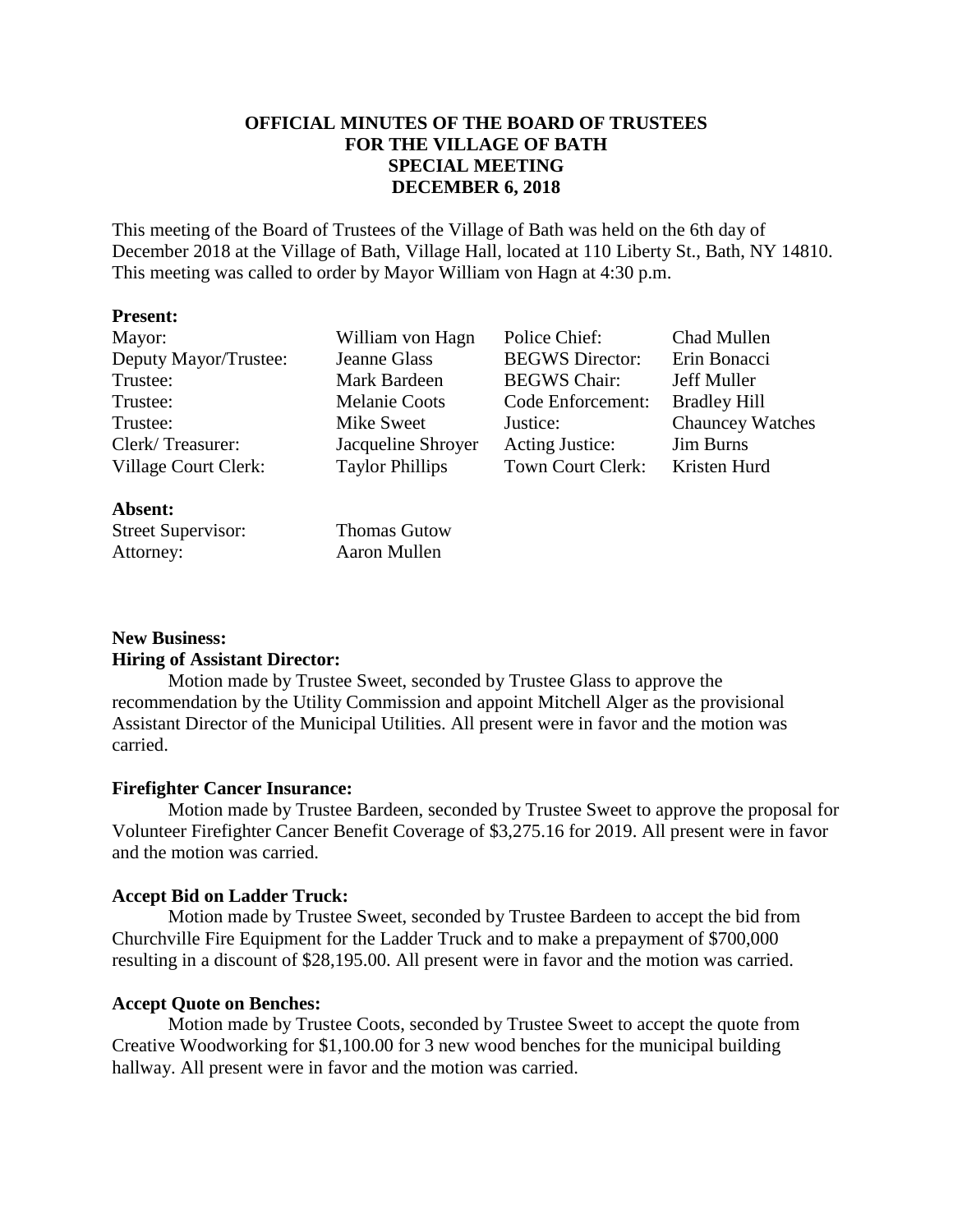**OFFICIAL MINUTES OF THE BOARD OF TRUSTEES**
**FOR THE VILLAGE OF BATH**
**SPECIAL MEETING**
**DECEMBER 6, 2018**

This meeting of the Board of Trustees of the Village of Bath was held on the 6th day of December 2018 at the Village of Bath, Village Hall, located at 110 Liberty St., Bath, NY 14810. This meeting was called to order by Mayor William von Hagn at 4:30 p.m.

**Present:**

| | | | |
|---|---|---|---|
| Mayor: | William von Hagn | Police Chief: | Chad Mullen |
| Deputy Mayor/Trustee: | Jeanne Glass | BEGWS Director: | Erin Bonacci |
| Trustee: | Mark Bardeen | BEGWS Chair: | Jeff Muller |
| Trustee: | Melanie Coots | Code Enforcement: | Bradley Hill |
| Trustee: | Mike Sweet | Justice: | Chauncey Watches |
| Clerk/ Treasurer: | Jacqueline Shroyer | Acting Justice: | Jim Burns |
| Village Court Clerk: | Taylor Phillips | Town Court Clerk: | Kristen Hurd |

**Absent:**

| | |
|---|---|
| Street Supervisor: | Thomas Gutow |
| Attorney: | Aaron Mullen |

**New Business:**

**Hiring of Assistant Director:**

Motion made by Trustee Sweet, seconded by Trustee Glass to approve the recommendation by the Utility Commission and appoint Mitchell Alger as the provisional Assistant Director of the Municipal Utilities. All present were in favor and the motion was carried.

**Firefighter Cancer Insurance:**

Motion made by Trustee Bardeen, seconded by Trustee Sweet to approve the proposal for Volunteer Firefighter Cancer Benefit Coverage of $3,275.16 for 2019. All present were in favor and the motion was carried.

**Accept Bid on Ladder Truck:**

Motion made by Trustee Sweet, seconded by Trustee Bardeen to accept the bid from Churchville Fire Equipment for the Ladder Truck and to make a prepayment of $700,000 resulting in a discount of $28,195.00. All present were in favor and the motion was carried.

**Accept Quote on Benches:**

Motion made by Trustee Coots, seconded by Trustee Sweet to accept the quote from Creative Woodworking for $1,100.00 for 3 new wood benches for the municipal building hallway. All present were in favor and the motion was carried.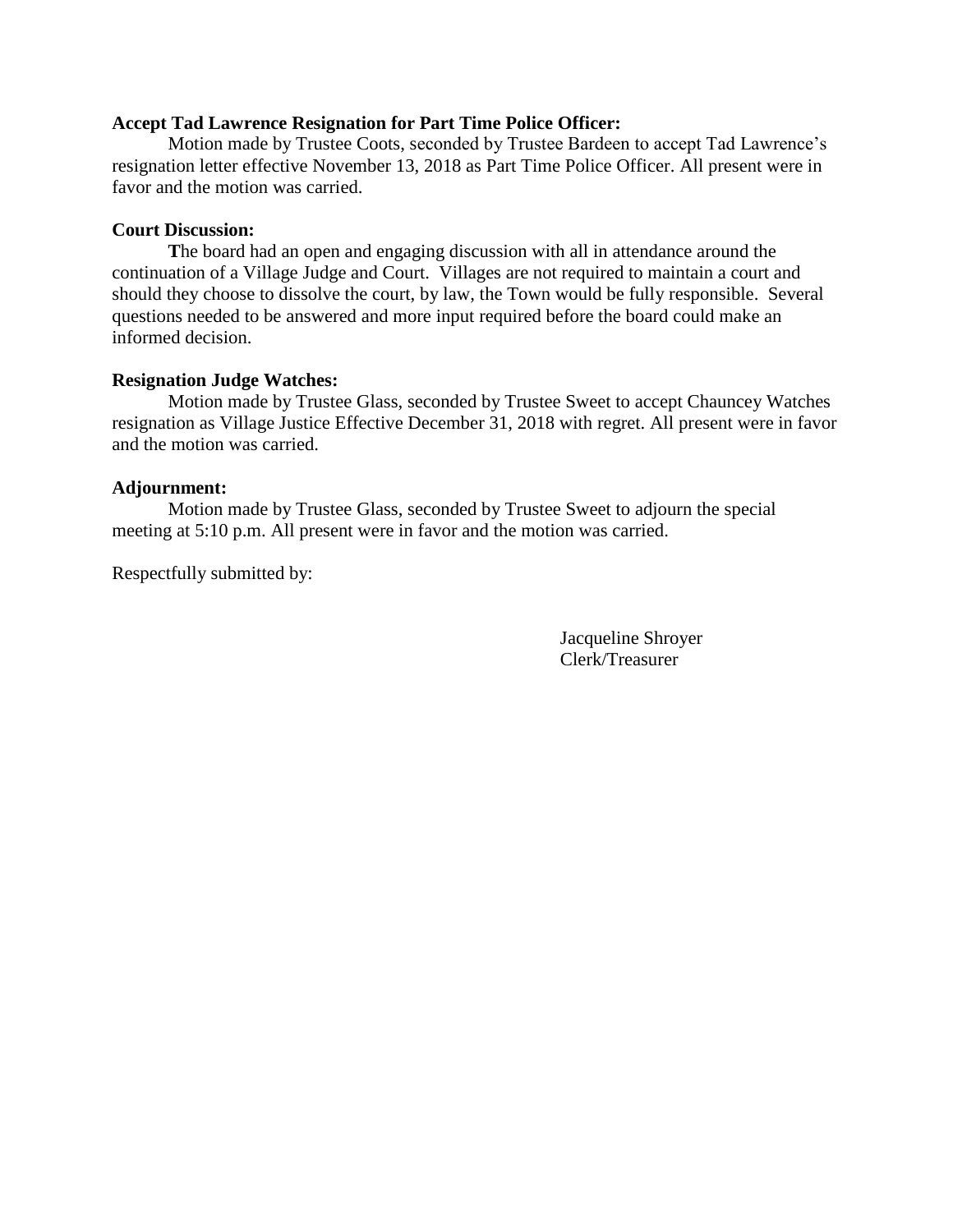**Accept Tad Lawrence Resignation for Part Time Police Officer:**

Motion made by Trustee Coots, seconded by Trustee Bardeen to accept Tad Lawrence's resignation letter effective November 13, 2018 as Part Time Police Officer. All present were in favor and the motion was carried.

**Court Discussion:**

**T**he board had an open and engaging discussion with all in attendance around the continuation of a Village Judge and Court. Villages are not required to maintain a court and should they choose to dissolve the court, by law, the Town would be fully responsible. Several questions needed to be answered and more input required before the board could make an informed decision.

**Resignation Judge Watches:**

Motion made by Trustee Glass, seconded by Trustee Sweet to accept Chauncey Watches resignation as Village Justice Effective December 31, 2018 with regret. All present were in favor and the motion was carried.

**Adjournment:**

Motion made by Trustee Glass, seconded by Trustee Sweet to adjourn the special meeting at 5:10 p.m. All present were in favor and the motion was carried.

Respectfully submitted by:

Jacqueline Shroyer
Clerk/Treasurer